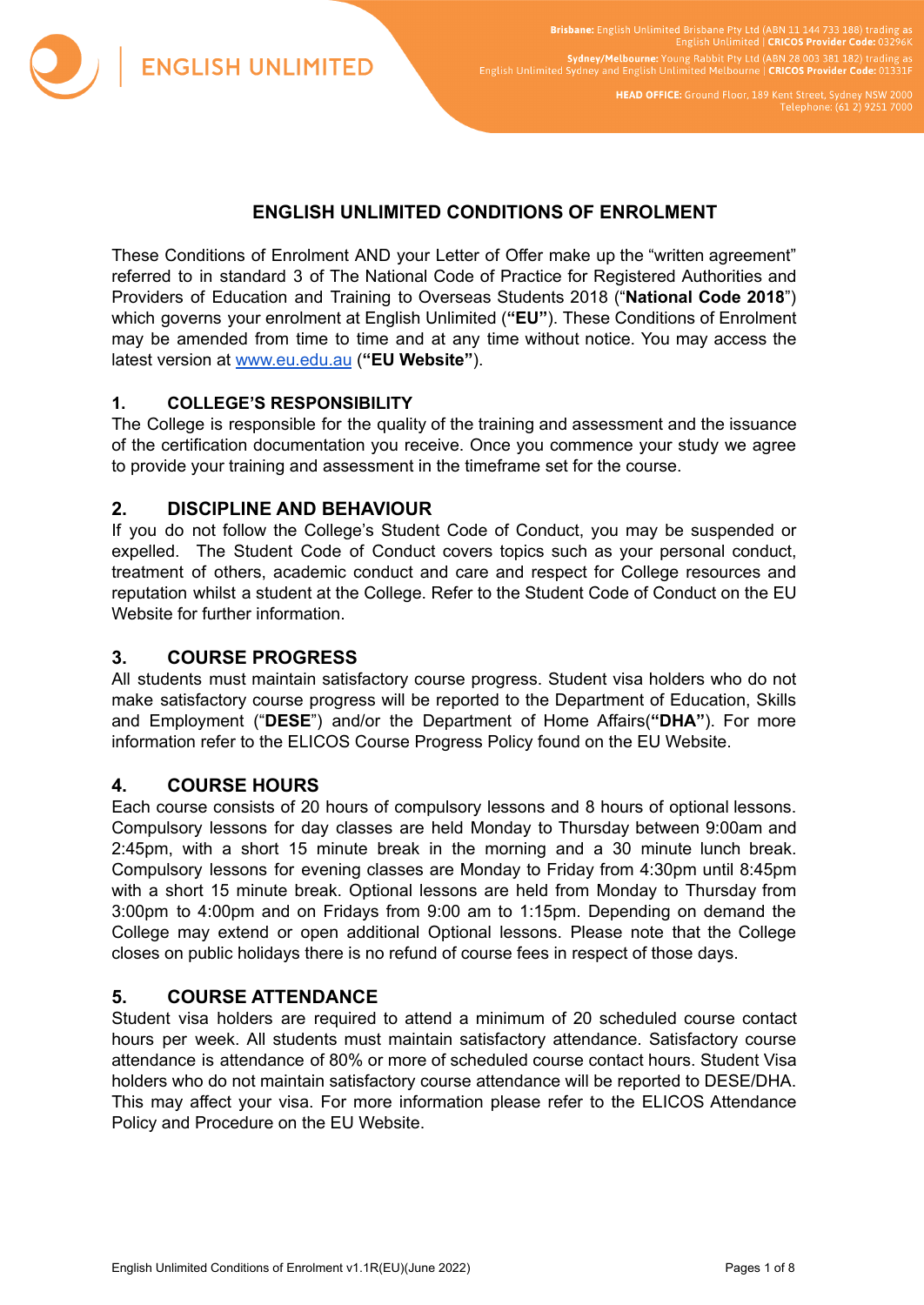# ENGLISH UNLIMITED CONDITIONS OF ENROLMENT

These Conditions of Enrolment AND your Letter of Offer make up the "written agreement" referred to in standard 3 of The National Code of Practice for Registered Authorities and Providers of Education and Training to Overseas Students 2018 ("**National Code 2018**") which governs your enrolment at English Unlimited (**"EU"**). These Conditions of Enrolment may be amended from time to time and at any time without notice. You may access the latest version at www.eu.edu.au (**"EU Website"**).

## 1. COLLEGE'S RESPONSIBILITY

The College is responsible for the quality of the training and assessment and the issuance of the certification documentation you receive. Once you commence your study we agree to provide your training and assessment in the timeframe set for the course.

## 2. DISCIPLINE AND BEHAVIOUR

If you do not follow the College's Student Code of Conduct, you may be suspended or expelled. The Student Code of Conduct covers topics such as your personal conduct, treatment of others, academic conduct and care and respect for College resources and reputation whilst a student at the College. Refer to the Student Code of Conduct on the EU Website for further information.

## 3. COURSE PROGRESS

All students must maintain satisfactory course progress. Student visa holders who do not make satisfactory course progress will be reported to the Department of Education, Skills and Employment ("**DESE**") and/or the Department of Home Affairs(**"DHA"**). For more information refer to the ELICOS Course Progress Policy found on the EU Website.

## 4. COURSE HOURS

Each course consists of 20 hours of compulsory lessons and 8 hours of optional lessons. Compulsory lessons for day classes are held Monday to Thursday between 9:00am and 2:45pm, with a short 15 minute break in the morning and a 30 minute lunch break. Compulsory lessons for evening classes are Monday to Friday from 4:30pm until 8:45pm with a short 15 minute break. Optional lessons are held from Monday to Thursday from 3:00pm to 4:00pm and on Fridays from 9:00 am to 1:15pm. Depending on demand the College may extend or open additional Optional lessons. Please note that the College closes on public holidays there is no refund of course fees in respect of those days.

## 5. COURSE ATTENDANCE

Student visa holders are required to attend a minimum of 20 scheduled course contact hours per week. All students must maintain satisfactory attendance. Satisfactory course attendance is attendance of 80% or more of scheduled course contact hours. Student Visa holders who do not maintain satisfactory course attendance will be reported to DESE/DHA. This may affect your visa. For more information please refer to the ELICOS Attendance Policy and Procedure on the EU Website.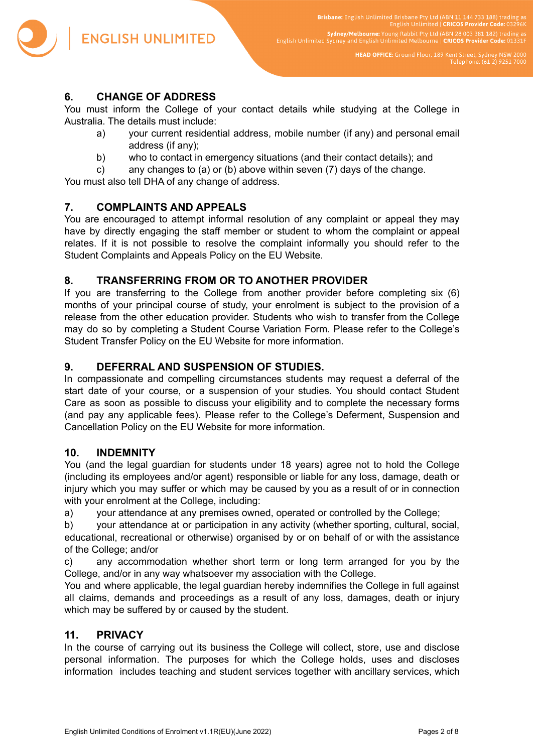## 6. CHANGE OF ADDRESS

You must inform the College of your contact details while studying at the College in Australia. The details must include:

a) your current residential address, mobile number (if any) and personal email address (if any);

b) who to contact in emergency situations (and their contact details); and

c) any changes to (a) or (b) above within seven (7) days of the change.

You must also tell DHA of any change of address.

## 7. COMPLAINTS AND APPEALS

You are encouraged to attempt informal resolution of any complaint or appeal they may have by directly engaging the staff member or student to whom the complaint or appeal relates. If it is not possible to resolve the complaint informally you should refer to the Student Complaints and Appeals Policy on the EU Website.

## 8. TRANSFERRING FROM OR TO ANOTHER PROVIDER

If you are transferring to the College from another provider before completing six (6) months of your principal course of study, your enrolment is subject to the provision of a release from the other education provider. Students who wish to transfer from the College may do so by completing a Student Course Variation Form. Please refer to the College's Student Transfer Policy on the EU Website for more information.

## 9. DEFERRAL AND SUSPENSION OF STUDIES.

In compassionate and compelling circumstances students may request a deferral of the start date of your course, or a suspension of your studies. You should contact Student Care as soon as possible to discuss your eligibility and to complete the necessary forms (and pay any applicable fees). Please refer to the College's Deferment, Suspension and Cancellation Policy on the EU Website for more information.

## 10. INDEMNITY

You (and the legal guardian for students under 18 years) agree not to hold the College (including its employees and/or agent) responsible or liable for any loss, damage, death or injury which you may suffer or which may be caused by you as a result of or in connection with your enrolment at the College, including:

a) your attendance at any premises owned, operated or controlled by the College;

b) your attendance at or participation in any activity (whether sporting, cultural, social, educational, recreational or otherwise) organised by or on behalf of or with the assistance of the College; and/or

c) any accommodation whether short term or long term arranged for you by the College, and/or in any way whatsoever my association with the College.

You and where applicable, the legal guardian hereby indemnifies the College in full against all claims, demands and proceedings as a result of any loss, damages, death or injury which may be suffered by or caused by the student.

## 11. PRIVACY

In the course of carrying out its business the College will collect, store, use and disclose personal information. The purposes for which the College holds, uses and discloses information includes teaching and student services together with ancillary services, which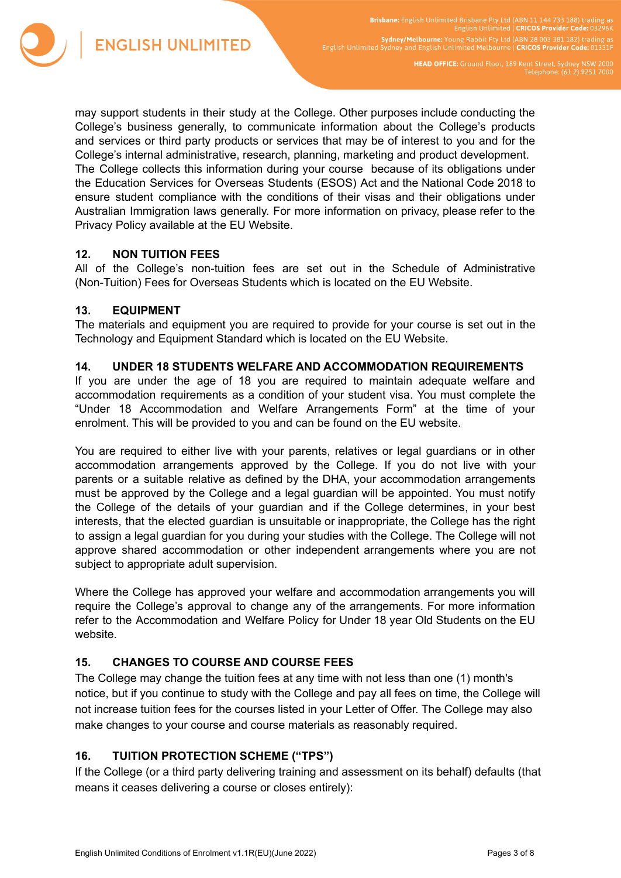may support students in their study at the College. Other purposes include conducting the College's business generally, to communicate information about the College's products and services or third party products or services that may be of interest to you and for the College's internal administrative, research, planning, marketing and product development. The College collects this information during your course because of its obligations under the Education Services for Overseas Students (ESOS) Act and the National Code 2018 to ensure student compliance with the conditions of their visas and their obligations under Australian Immigration laws generally. For more information on privacy, please refer to the Privacy Policy available at the EU Website.

## 12. NON TUITION FEES

All of the College's non-tuition fees are set out in the Schedule of Administrative (Non-Tuition) Fees for Overseas Students which is located on the EU Website.

## 13. EQUIPMENT

The materials and equipment you are required to provide for your course is set out in the Technology and Equipment Standard which is located on the EU Website.

## 14. UNDER 18 STUDENTS WELFARE AND ACCOMMODATION REQUIREMENTS

If you are under the age of 18 you are required to maintain adequate welfare and accommodation requirements as a condition of your student visa. You must complete the "Under 18 Accommodation and Welfare Arrangements Form" at the time of your enrolment. This will be provided to you and can be found on the EU website.

You are required to either live with your parents, relatives or legal guardians or in other accommodation arrangements approved by the College. If you do not live with your parents or a suitable relative as defined by the DHA, your accommodation arrangements must be approved by the College and a legal guardian will be appointed. You must notify the College of the details of your guardian and if the College determines, in your best interests, that the elected guardian is unsuitable or inappropriate, the College has the right to assign a legal guardian for you during your studies with the College. The College will not approve shared accommodation or other independent arrangements where you are not subject to appropriate adult supervision.

Where the College has approved your welfare and accommodation arrangements you will require the College's approval to change any of the arrangements. For more information refer to the Accommodation and Welfare Policy for Under 18 year Old Students on the EU website.

## 15. CHANGES TO COURSE AND COURSE FEES

The College may change the tuition fees at any time with not less than one (1) month's notice, but if you continue to study with the College and pay all fees on time, the College will not increase tuition fees for the courses listed in your Letter of Offer. The College may also make changes to your course and course materials as reasonably required.

## 16. TUITION PROTECTION SCHEME ("TPS")

If the College (or a third party delivering training and assessment on its behalf) defaults (that means it ceases delivering a course or closes entirely):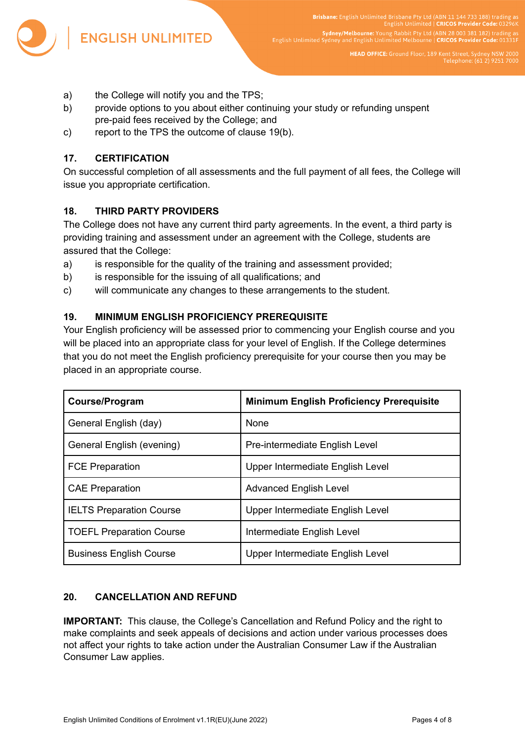a) the College will notify you and the TPS;
b) provide options to you about either continuing your study or refunding unspent pre-paid fees received by the College; and
c) report to the TPS the outcome of clause 19(b).

## 17. CERTIFICATION

On successful completion of all assessments and the full payment of all fees, the College will issue you appropriate certification.

## 18. THIRD PARTY PROVIDERS

The College does not have any current third party agreements. In the event, a third party is providing training and assessment under an agreement with the College, students are assured that the College:

a) is responsible for the quality of the training and assessment provided;
b) is responsible for the issuing of all qualifications; and
c) will communicate any changes to these arrangements to the student.

## 19. MINIMUM ENGLISH PROFICIENCY PREREQUISITE

Your English proficiency will be assessed prior to commencing your English course and you will be placed into an appropriate class for your level of English. If the College determines that you do not meet the English proficiency prerequisite for your course then you may be placed in an appropriate course.

| Course/Program | Minimum English Proficiency Prerequisite |
|---|---|
| General English (day) | None |
| General English (evening) | Pre-intermediate English Level |
| FCE Preparation | Upper Intermediate English Level |
| CAE Preparation | Advanced English Level |
| IELTS Preparation Course | Upper Intermediate English Level |
| TOEFL Preparation Course | Intermediate English Level |
| Business English Course | Upper Intermediate English Level |

## 20. CANCELLATION AND REFUND

**IMPORTANT:** This clause, the College's Cancellation and Refund Policy and the right to make complaints and seek appeals of decisions and action under various processes does not affect your rights to take action under the Australian Consumer Law if the Australian Consumer Law applies.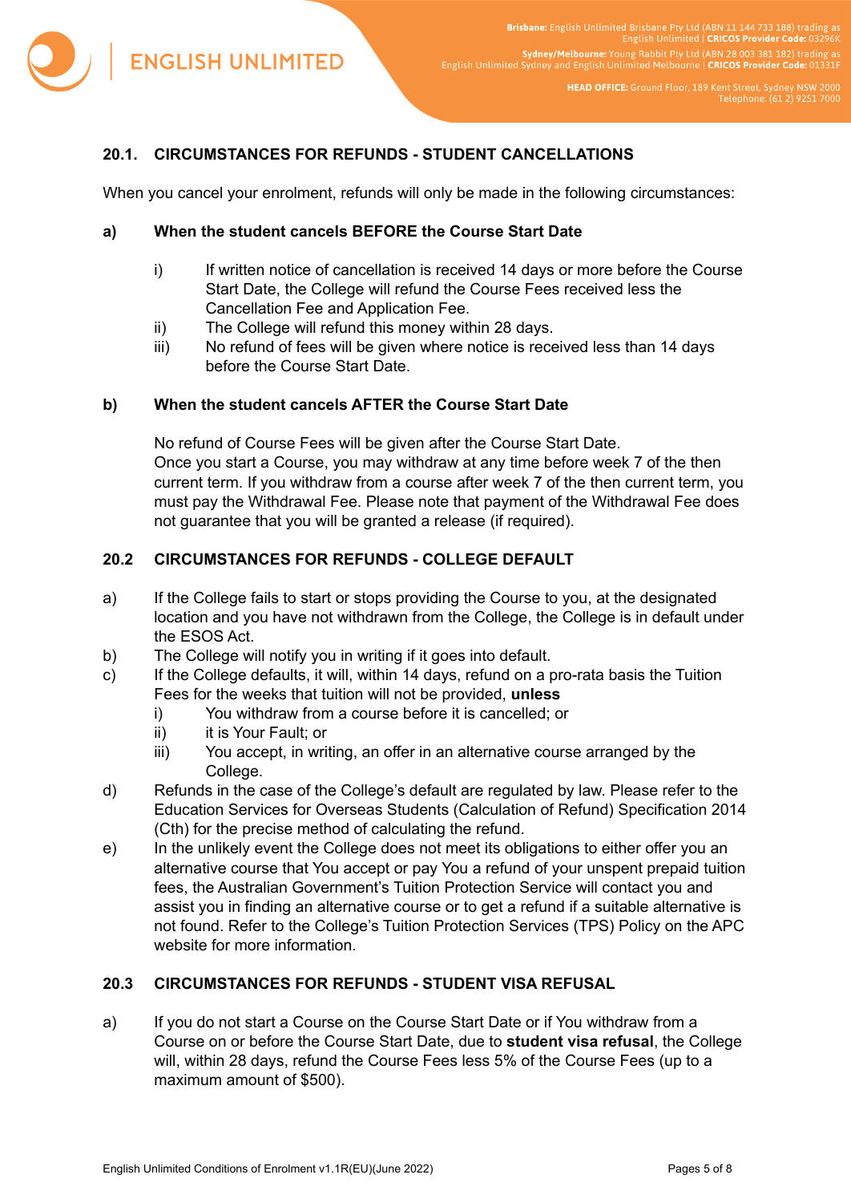### 20.1. CIRCUMSTANCES FOR REFUNDS - STUDENT CANCELLATIONS

When you cancel your enrolment, refunds will only be made in the following circumstances:

**a) When the student cancels BEFORE the Course Start Date**

i) If written notice of cancellation is received 14 days or more before the Course Start Date, the College will refund the Course Fees received less the Cancellation Fee and Application Fee.

ii) The College will refund this money within 28 days.

iii) No refund of fees will be given where notice is received less than 14 days before the Course Start Date.

**b) When the student cancels AFTER the Course Start Date**

No refund of Course Fees will be given after the Course Start Date.
Once you start a Course, you may withdraw at any time before week 7 of the then current term. If you withdraw from a course after week 7 of the then current term, you must pay the Withdrawal Fee. Please note that payment of the Withdrawal Fee does not guarantee that you will be granted a release (if required).

### 20.2 CIRCUMSTANCES FOR REFUNDS - COLLEGE DEFAULT

a) If the College fails to start or stops providing the Course to you, at the designated location and you have not withdrawn from the College, the College is in default under the ESOS Act.

b) The College will notify you in writing if it goes into default.

c) If the College defaults, it will, within 14 days, refund on a pro-rata basis the Tuition Fees for the weeks that tuition will not be provided, **unless**
   i) You withdraw from a course before it is cancelled; or
   ii) it is Your Fault; or
   iii) You accept, in writing, an offer in an alternative course arranged by the College.

d) Refunds in the case of the College's default are regulated by law. Please refer to the Education Services for Overseas Students (Calculation of Refund) Specification 2014 (Cth) for the precise method of calculating the refund.

e) In the unlikely event the College does not meet its obligations to either offer you an alternative course that You accept or pay You a refund of your unspent prepaid tuition fees, the Australian Government's Tuition Protection Service will contact you and assist you in finding an alternative course or to get a refund if a suitable alternative is not found. Refer to the College's Tuition Protection Services (TPS) Policy on the APC website for more information.

### 20.3 CIRCUMSTANCES FOR REFUNDS - STUDENT VISA REFUSAL

a) If you do not start a Course on the Course Start Date or if You withdraw from a Course on or before the Course Start Date, due to **student visa refusal**, the College will, within 28 days, refund the Course Fees less 5% of the Course Fees (up to a maximum amount of $500).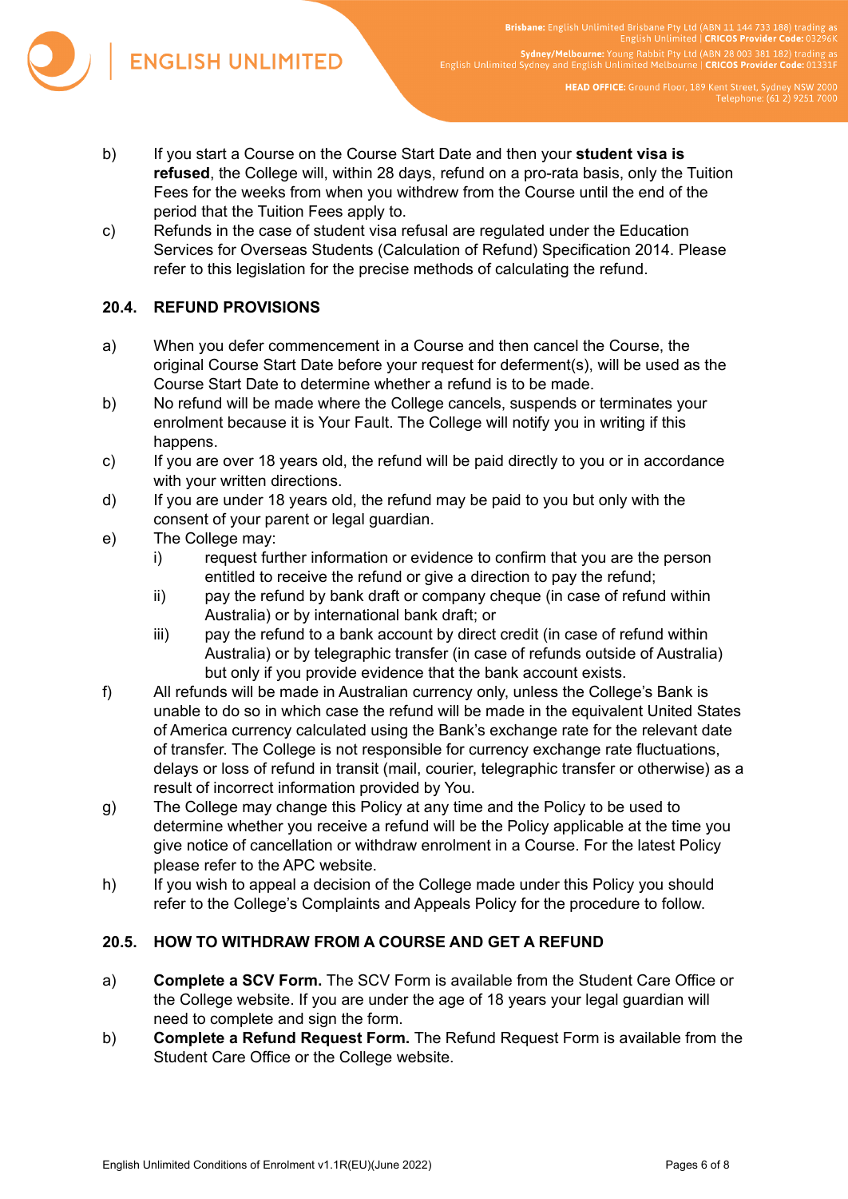b) If you start a Course on the Course Start Date and then your **student visa is refused**, the College will, within 28 days, refund on a pro-rata basis, only the Tuition Fees for the weeks from when you withdrew from the Course until the end of the period that the Tuition Fees apply to.

c) Refunds in the case of student visa refusal are regulated under the Education Services for Overseas Students (Calculation of Refund) Specification 2014. Please refer to this legislation for the precise methods of calculating the refund.

### 20.4. REFUND PROVISIONS

a) When you defer commencement in a Course and then cancel the Course, the original Course Start Date before your request for deferment(s), will be used as the Course Start Date to determine whether a refund is to be made.

b) No refund will be made where the College cancels, suspends or terminates your enrolment because it is Your Fault. The College will notify you in writing if this happens.

c) If you are over 18 years old, the refund will be paid directly to you or in accordance with your written directions.

d) If you are under 18 years old, the refund may be paid to you but only with the consent of your parent or legal guardian.

e) The College may:

  i) request further information or evidence to confirm that you are the person entitled to receive the refund or give a direction to pay the refund;

  ii) pay the refund by bank draft or company cheque (in case of refund within Australia) or by international bank draft; or

  iii) pay the refund to a bank account by direct credit (in case of refund within Australia) or by telegraphic transfer (in case of refunds outside of Australia) but only if you provide evidence that the bank account exists.

f) All refunds will be made in Australian currency only, unless the College's Bank is unable to do so in which case the refund will be made in the equivalent United States of America currency calculated using the Bank's exchange rate for the relevant date of transfer. The College is not responsible for currency exchange rate fluctuations, delays or loss of refund in transit (mail, courier, telegraphic transfer or otherwise) as a result of incorrect information provided by You.

g) The College may change this Policy at any time and the Policy to be used to determine whether you receive a refund will be the Policy applicable at the time you give notice of cancellation or withdraw enrolment in a Course. For the latest Policy please refer to the APC website.

h) If you wish to appeal a decision of the College made under this Policy you should refer to the College's Complaints and Appeals Policy for the procedure to follow.

### 20.5. HOW TO WITHDRAW FROM A COURSE AND GET A REFUND

a) **Complete a SCV Form.** The SCV Form is available from the Student Care Office or the College website. If you are under the age of 18 years your legal guardian will need to complete and sign the form.

b) **Complete a Refund Request Form.** The Refund Request Form is available from the Student Care Office or the College website.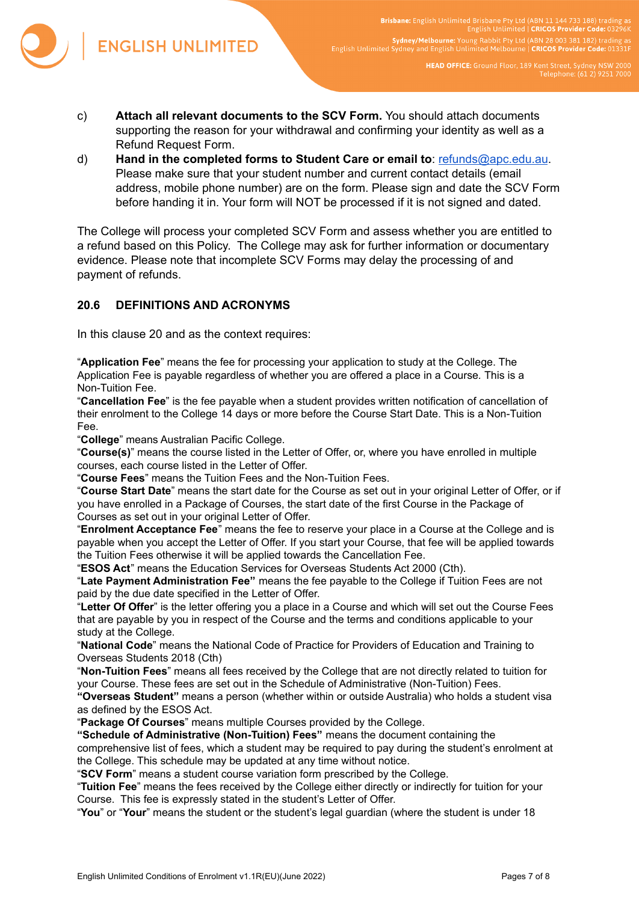c) **Attach all relevant documents to the SCV Form.** You should attach documents supporting the reason for your withdrawal and confirming your identity as well as a Refund Request Form.

d) **Hand in the completed forms to Student Care or email to**: refunds@apc.edu.au. Please make sure that your student number and current contact details (email address, mobile phone number) are on the form. Please sign and date the SCV Form before handing it in. Your form will NOT be processed if it is not signed and dated.

The College will process your completed SCV Form and assess whether you are entitled to a refund based on this Policy. The College may ask for further information or documentary evidence. Please note that incomplete SCV Forms may delay the processing of and payment of refunds.

### 20.6 DEFINITIONS AND ACRONYMS

In this clause 20 and as the context requires:

"**Application Fee**" means the fee for processing your application to study at the College. The Application Fee is payable regardless of whether you are offered a place in a Course. This is a Non-Tuition Fee.

"**Cancellation Fee**" is the fee payable when a student provides written notification of cancellation of their enrolment to the College 14 days or more before the Course Start Date. This is a Non-Tuition Fee.

"**College**" means Australian Pacific College.

"**Course(s)**" means the course listed in the Letter of Offer, or, where you have enrolled in multiple courses, each course listed in the Letter of Offer.

"**Course Fees**" means the Tuition Fees and the Non-Tuition Fees.

"**Course Start Date**" means the start date for the Course as set out in your original Letter of Offer, or if you have enrolled in a Package of Courses, the start date of the first Course in the Package of Courses as set out in your original Letter of Offer.

"**Enrolment Acceptance Fee**" means the fee to reserve your place in a Course at the College and is payable when you accept the Letter of Offer. If you start your Course, that fee will be applied towards the Tuition Fees otherwise it will be applied towards the Cancellation Fee.

"**ESOS Act**" means the Education Services for Overseas Students Act 2000 (Cth).

"**Late Payment Administration Fee"** means the fee payable to the College if Tuition Fees are not paid by the due date specified in the Letter of Offer.

"**Letter Of Offer**" is the letter offering you a place in a Course and which will set out the Course Fees that are payable by you in respect of the Course and the terms and conditions applicable to your study at the College.

"**National Code**" means the National Code of Practice for Providers of Education and Training to Overseas Students 2018 (Cth)

"**Non-Tuition Fees**" means all fees received by the College that are not directly related to tuition for your Course. These fees are set out in the Schedule of Administrative (Non-Tuition) Fees.

**"Overseas Student"** means a person (whether within or outside Australia) who holds a student visa as defined by the ESOS Act.

"**Package Of Courses**" means multiple Courses provided by the College.

**"Schedule of Administrative (Non-Tuition) Fees"** means the document containing the comprehensive list of fees, which a student may be required to pay during the student's enrolment at the College. This schedule may be updated at any time without notice.

"**SCV Form**" means a student course variation form prescribed by the College.

"**Tuition Fee**" means the fees received by the College either directly or indirectly for tuition for your Course. This fee is expressly stated in the student's Letter of Offer.

"**You**" or "**Your**" means the student or the student's legal guardian (where the student is under 18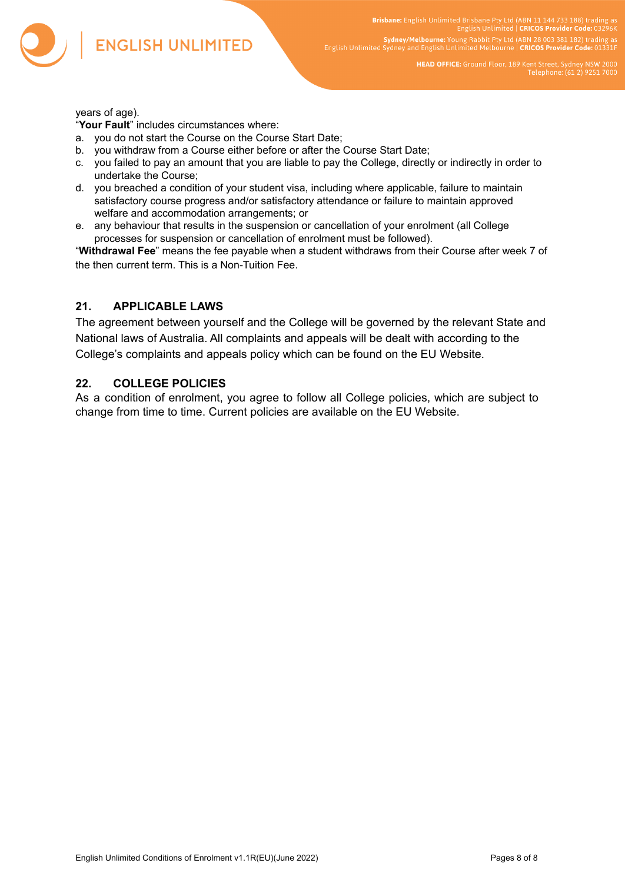years of age).

"**Your Fault**" includes circumstances where:

a. you do not start the Course on the Course Start Date;
b. you withdraw from a Course either before or after the Course Start Date;
c. you failed to pay an amount that you are liable to pay the College, directly or indirectly in order to undertake the Course;
d. you breached a condition of your student visa, including where applicable, failure to maintain satisfactory course progress and/or satisfactory attendance or failure to maintain approved welfare and accommodation arrangements; or
e. any behaviour that results in the suspension or cancellation of your enrolment (all College processes for suspension or cancellation of enrolment must be followed).

"**Withdrawal Fee**" means the fee payable when a student withdraws from their Course after week 7 of the then current term. This is a Non-Tuition Fee.

## 21. APPLICABLE LAWS

The agreement between yourself and the College will be governed by the relevant State and National laws of Australia. All complaints and appeals will be dealt with according to the College's complaints and appeals policy which can be found on the EU Website.

## 22. COLLEGE POLICIES

As a condition of enrolment, you agree to follow all College policies, which are subject to change from time to time. Current policies are available on the EU Website.